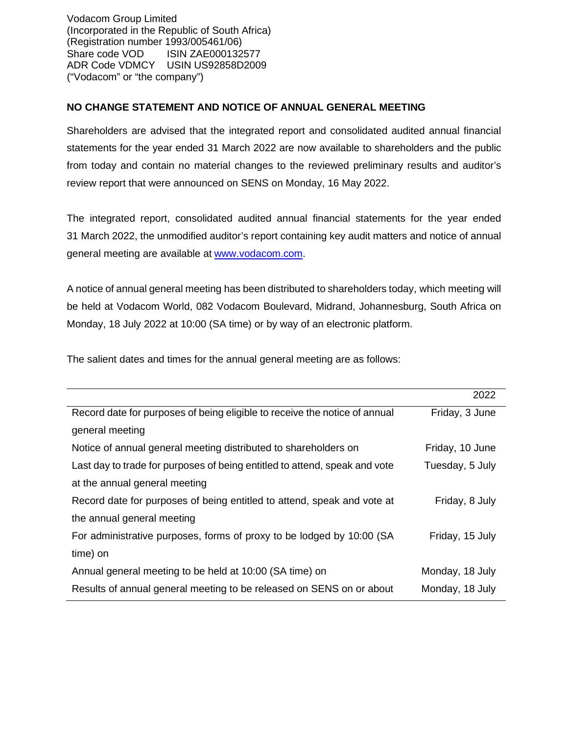Vodacom Group Limited
(Incorporated in the Republic of South Africa)
(Registration number 1993/005461/06)
Share code VOD ISIN ZAE000132577
ADR Code VDMCY USIN US92858D2009
("Vodacom" or "the company")

**NO CHANGE STATEMENT AND NOTICE OF ANNUAL GENERAL MEETING**

Shareholders are advised that the integrated report and consolidated audited annual financial statements for the year ended 31 March 2022 are now available to shareholders and the public from today and contain no material changes to the reviewed preliminary results and auditor's review report that were announced on SENS on Monday, 16 May 2022.

The integrated report, consolidated audited annual financial statements for the year ended 31 March 2022, the unmodified auditor's report containing key audit matters and notice of annual general meeting are available at www.vodacom.com.

A notice of annual general meeting has been distributed to shareholders today, which meeting will be held at Vodacom World, 082 Vodacom Boulevard, Midrand, Johannesburg, South Africa on Monday, 18 July 2022 at 10:00 (SA time) or by way of an electronic platform.

The salient dates and times for the annual general meeting are as follows:

| | 2022 |
|---|---|
| Record date for purposes of being eligible to receive the notice of annual general meeting | Friday, 3 June |
| Notice of annual general meeting distributed to shareholders on | Friday, 10 June |
| Last day to trade for purposes of being entitled to attend, speak and vote at the annual general meeting | Tuesday, 5 July |
| Record date for purposes of being entitled to attend, speak and vote at the annual general meeting | Friday, 8 July |
| For administrative purposes, forms of proxy to be lodged by 10:00 (SA time) on | Friday, 15 July |
| Annual general meeting to be held at 10:00 (SA time) on | Monday, 18 July |
| Results of annual general meeting to be released on SENS on or about | Monday, 18 July |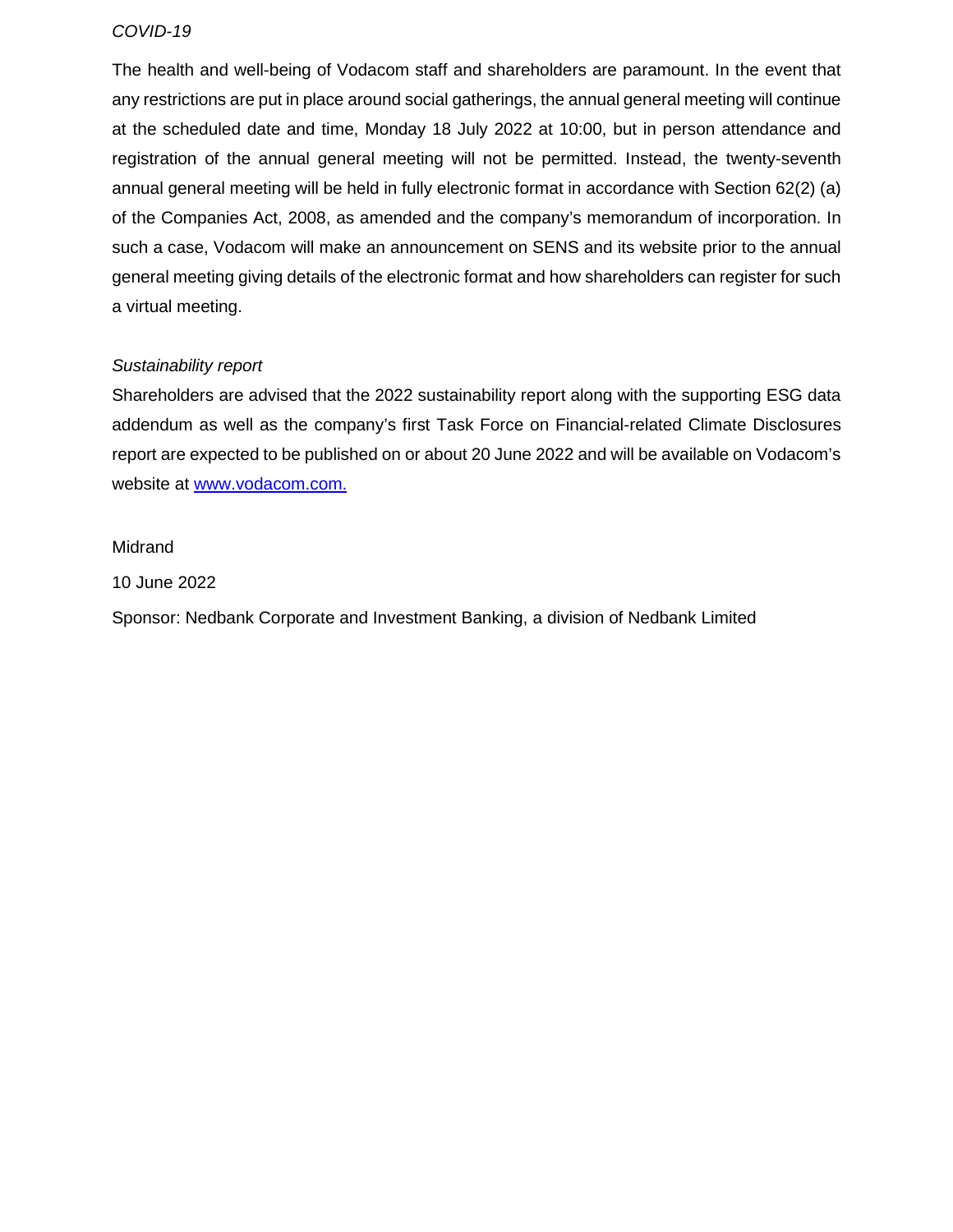*COVID-19*

The health and well-being of Vodacom staff and shareholders are paramount. In the event that any restrictions are put in place around social gatherings, the annual general meeting will continue at the scheduled date and time, Monday 18 July 2022 at 10:00, but in person attendance and registration of the annual general meeting will not be permitted. Instead, the twenty-seventh annual general meeting will be held in fully electronic format in accordance with Section 62(2) (a) of the Companies Act, 2008, as amended and the company's memorandum of incorporation. In such a case, Vodacom will make an announcement on SENS and its website prior to the annual general meeting giving details of the electronic format and how shareholders can register for such a virtual meeting.

*Sustainability report*

Shareholders are advised that the 2022 sustainability report along with the supporting ESG data addendum as well as the company's first Task Force on Financial-related Climate Disclosures report are expected to be published on or about 20 June 2022 and will be available on Vodacom's website at [www.vodacom.com.](http://www.vodacom.com)

Midrand

10 June 2022

Sponsor: Nedbank Corporate and Investment Banking, a division of Nedbank Limited